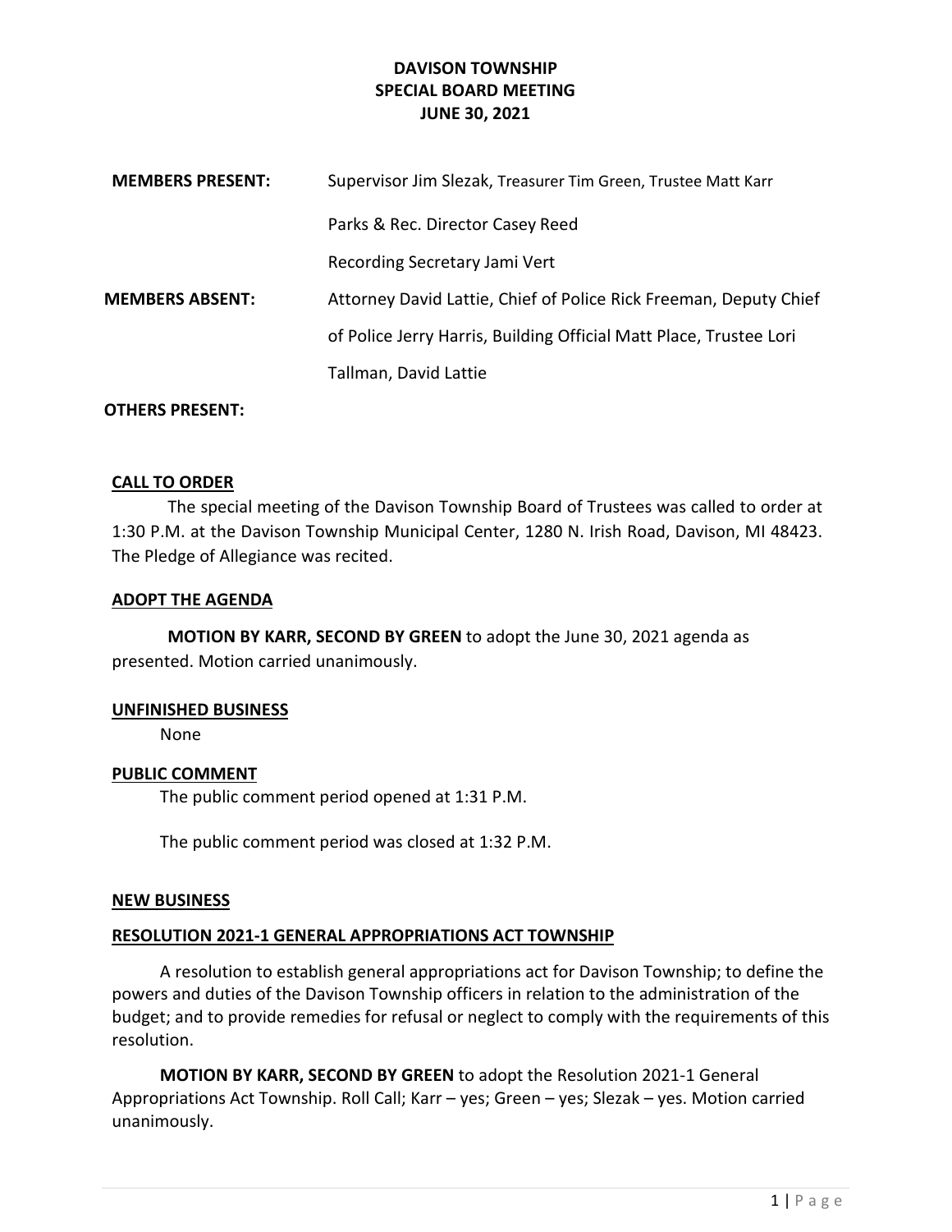# DAVISON TOWNSHIP
## SPECIAL BOARD MEETING
## JUNE 30, 2021

| | |
|---|---|
| **MEMBERS PRESENT:** | Supervisor Jim Slezak, Treasurer Tim Green, Trustee Matt Karr |
| | Parks & Rec. Director Casey Reed |
| | Recording Secretary Jami Vert |
| **MEMBERS ABSENT:** | Attorney David Lattie, Chief of Police Rick Freeman, Deputy Chief of Police Jerry Harris, Building Official Matt Place, Trustee Lori Tallman, David Lattie |

**OTHERS PRESENT:**

### CALL TO ORDER

The special meeting of the Davison Township Board of Trustees was called to order at 1:30 P.M. at the Davison Township Municipal Center, 1280 N. Irish Road, Davison, MI 48423. The Pledge of Allegiance was recited.

### ADOPT THE AGENDA

**MOTION BY KARR, SECOND BY GREEN** to adopt the June 30, 2021 agenda as presented. Motion carried unanimously.

### UNFINISHED BUSINESS

None

### PUBLIC COMMENT

The public comment period opened at 1:31 P.M.

The public comment period was closed at 1:32 P.M.

### NEW BUSINESS

### RESOLUTION 2021-1 GENERAL APPROPRIATIONS ACT TOWNSHIP

A resolution to establish general appropriations act for Davison Township; to define the powers and duties of the Davison Township officers in relation to the administration of the budget; and to provide remedies for refusal or neglect to comply with the requirements of this resolution.

**MOTION BY KARR, SECOND BY GREEN** to adopt the Resolution 2021-1 General Appropriations Act Township. Roll Call; Karr – yes; Green – yes; Slezak – yes. Motion carried unanimously.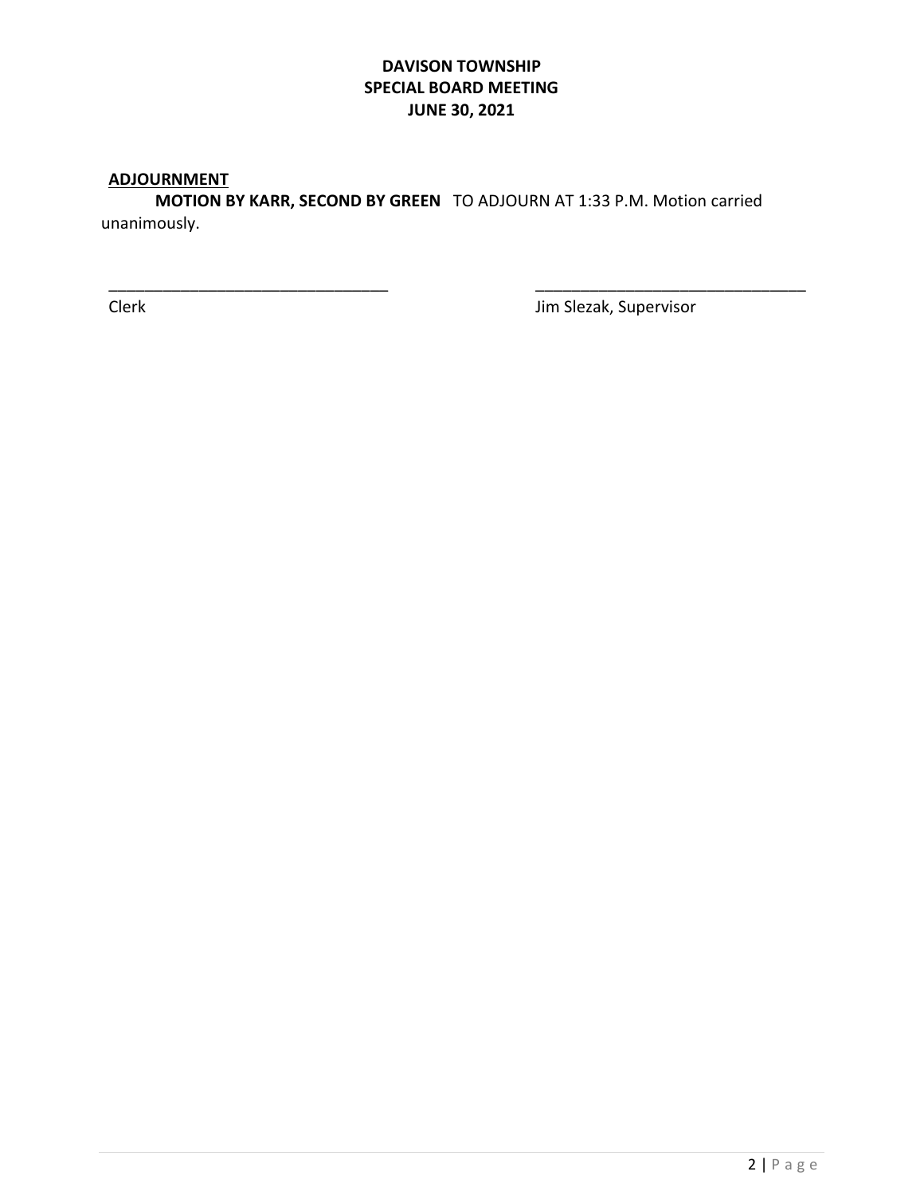**ADJOURNMENT**

**MOTION BY KARR, SECOND BY GREEN** TO ADJOURN AT 1:33 P.M. Motion carried unanimously.

| | |
|---|---|
| _______________________________ | _______________________________ |
| Clerk | Jim Slezak, Supervisor |